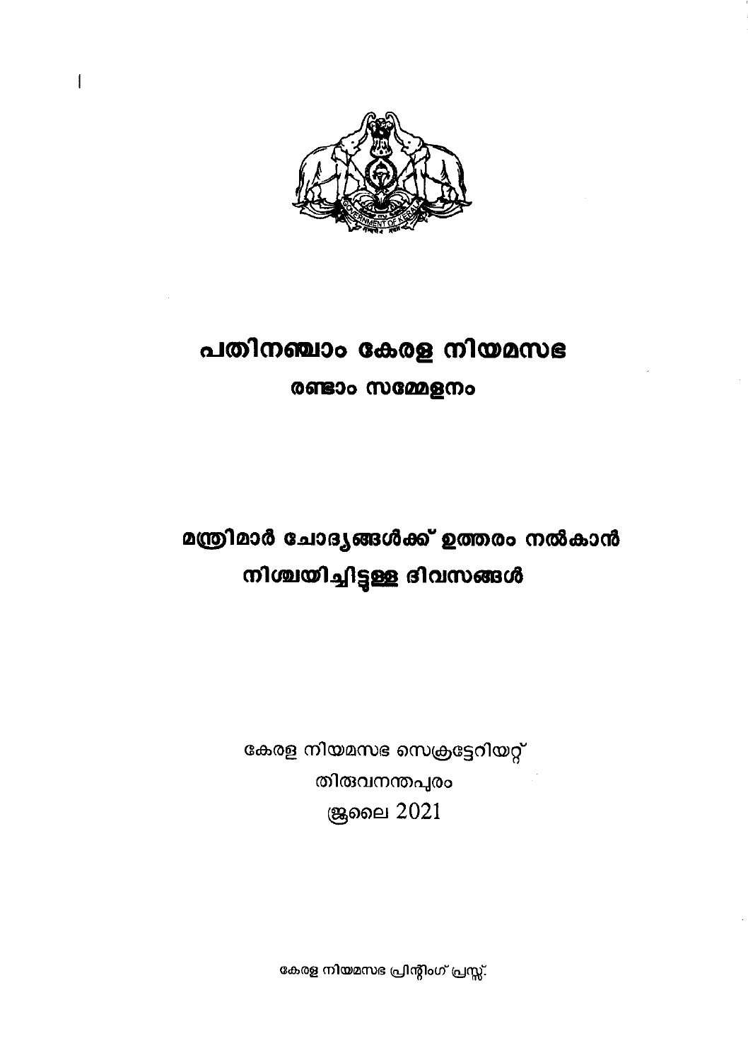# പതിനഞ്ചാം കേരള നിയമസഭ

## രണ്ടാം സമ്മേളനം

## മന്ത്രിമാർ ചോദ്യങ്ങൾക്ക് ഉത്തരം നൽകാൻ നിശ്ചയിച്ചിട്ടുള്ള ദിവസങ്ങൾ

കേരള നിയമസഭ സെക്രട്ടേറിയറ്റ്
തിരുവനന്തപുരം
ജൂലൈ 2021

കേരള നിയമസഭ പ്രിന്റിംഗ് പ്രസ്സ്.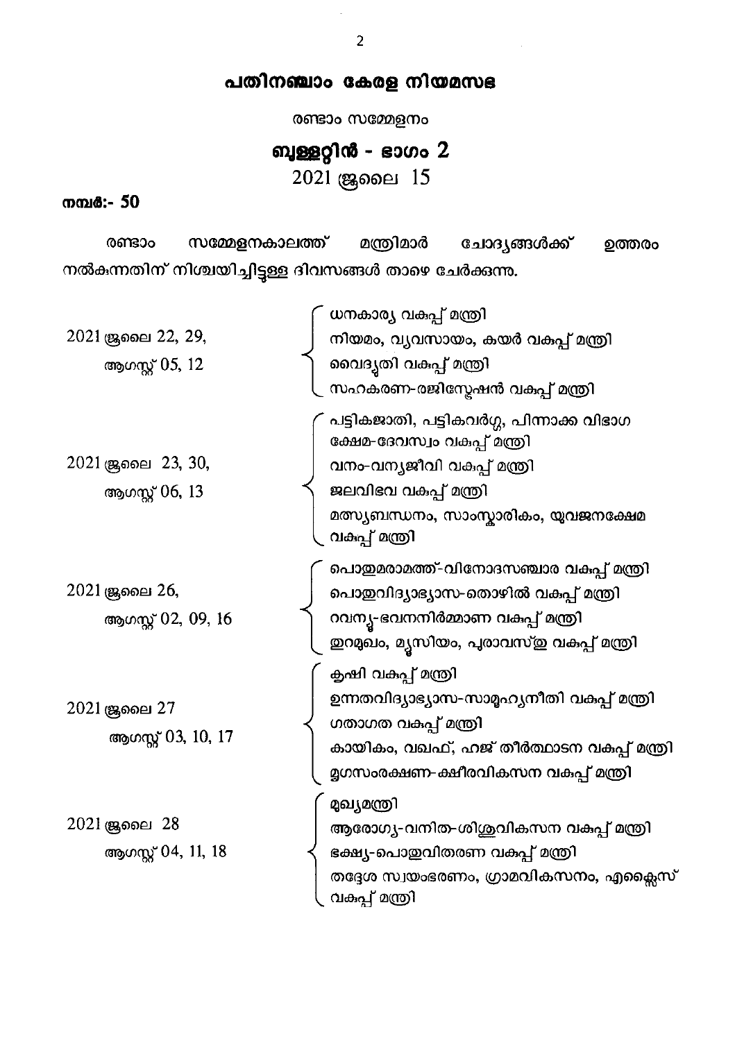# പതിനഞ്ചാം കേരള നിയമസഭ

രണ്ടാം സമ്മേളനം

## ബുള്ളറ്റിൻ - ഭാഗം 2

2021 ജൂലൈ 15

**നമ്പർ:- 50**

രണ്ടാം സമ്മേളനകാലത്ത് മന്ത്രിമാർ ചോദ്യങ്ങൾക്ക് ഉത്തരം നൽകുന്നതിന് നിശ്ചയിച്ചിട്ടുള്ള ദിവസങ്ങൾ താഴെ ചേർക്കുന്നു.

| തീയതി | മന്ത്രിമാർ |
|---|---|
| 2021 ജൂലൈ 22, 29, ആഗസ്റ്റ് 05, 12 | ധനകാര്യ വകുപ്പ് മന്ത്രി<br>നിയമം, വ്യവസായം, കയർ വകുപ്പ് മന്ത്രി<br>വൈദ്യുതി വകുപ്പ് മന്ത്രി<br>സഹകരണ-രജിസ്ട്രേഷൻ വകുപ്പ് മന്ത്രി |
| 2021 ജൂലൈ 23, 30, ആഗസ്റ്റ് 06, 13 | പട്ടികജാതി, പട്ടികവർഗ്ഗ, പിന്നാക്ക വിഭാഗ ക്ഷേമ-ദേവസ്വം വകുപ്പ് മന്ത്രി<br>വനം-വന്യജീവി വകുപ്പ് മന്ത്രി<br>ജലവിഭവ വകുപ്പ് മന്ത്രി<br>മത്സ്യബന്ധനം, സാംസ്കാരികം, യുവജനക്ഷേമ വകുപ്പ് മന്ത്രി |
| 2021 ജൂലൈ 26, ആഗസ്റ്റ് 02, 09, 16 | പൊതുമരാമത്ത്-വിനോദസഞ്ചാര വകുപ്പ് മന്ത്രി<br>പൊതുവിദ്യാഭ്യാസ-തൊഴിൽ വകുപ്പ് മന്ത്രി<br>റവന്യൂ-ഭവനനിർമ്മാണ വകുപ്പ് മന്ത്രി<br>തുറമുഖം, മ്യൂസിയം, പുരാവസ്തു വകുപ്പ് മന്ത്രി |
| 2021 ജൂലൈ 27 ആഗസ്റ്റ് 03, 10, 17 | കൃഷി വകുപ്പ് മന്ത്രി<br>ഉന്നതവിദ്യാഭ്യാസ-സാമൂഹ്യനീതി വകുപ്പ് മന്ത്രി<br>ഗതാഗത വകുപ്പ് മന്ത്രി<br>കായികം, വഖഫ്, ഹജ് തീർത്ഥാടന വകുപ്പ് മന്ത്രി<br>മൃഗസംരക്ഷണ-ക്ഷീരവികസന വകുപ്പ് മന്ത്രി |
| 2021 ജൂലൈ 28 ആഗസ്റ്റ് 04, 11, 18 | മുഖ്യമന്ത്രി<br>ആരോഗ്യ-വനിത-ശിശുവികസന വകുപ്പ് മന്ത്രി<br>ഭക്ഷ്യ-പൊതുവിതരണ വകുപ്പ് മന്ത്രി<br>തദ്ദേശ സ്വയംഭരണം, ഗ്രാമവികസനം, എക്സൈസ് വകുപ്പ് മന്ത്രി |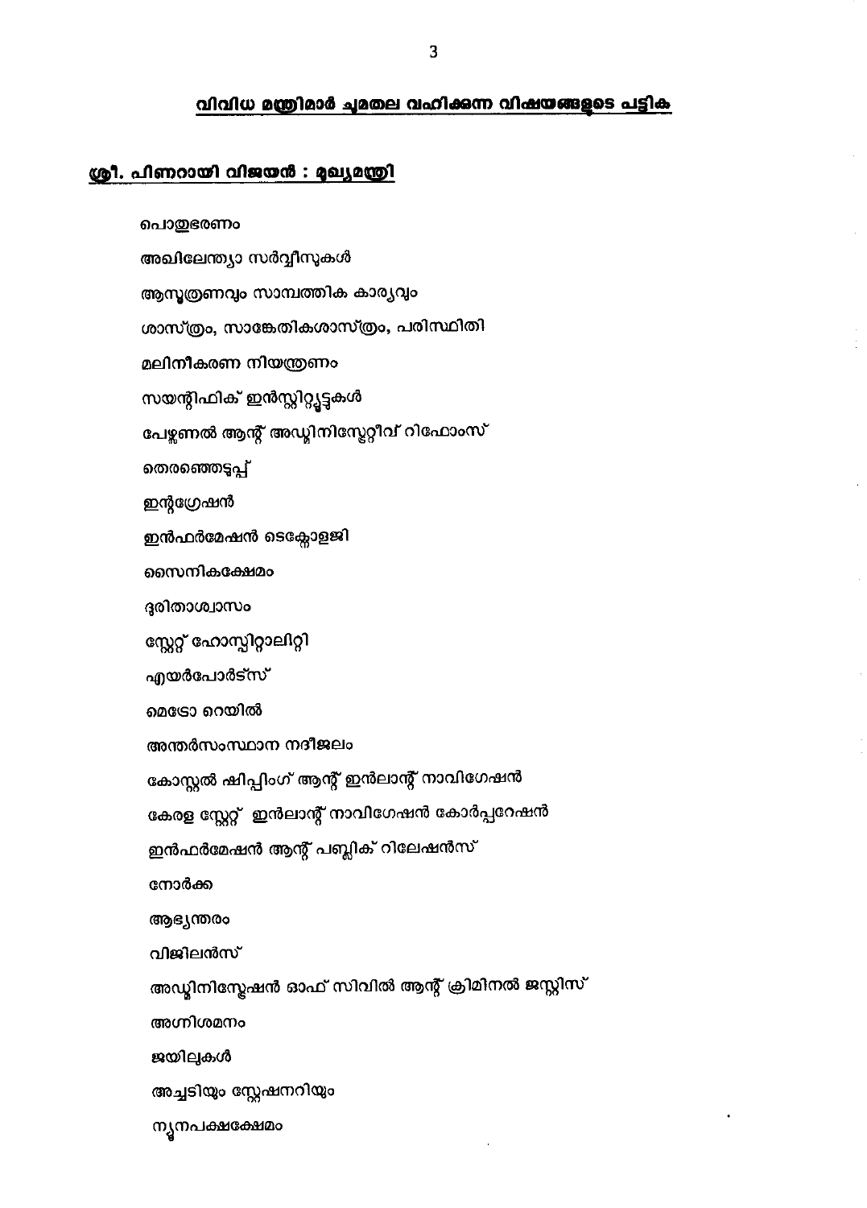## വിവിധ മന്ത്രിമാർ ചുമതല വഹിക്കുന്ന വിഷയങ്ങളുടെ പട്ടിക

### ശ്രീ. പിണറായി വിജയൻ : മുഖ്യമന്ത്രി

പൊതുഭരണം

അഖിലേന്ത്യാ സർവ്വീസുകൾ

ആസൂത്രണവും സാമ്പത്തിക കാര്യവും

ശാസ്ത്രം, സാങ്കേതികശാസ്ത്രം, പരിസ്ഥിതി

മലിനീകരണ നിയന്ത്രണം

സയന്റിഫിക് ഇൻസ്റ്റിറ്റ്യൂട്ടുകൾ

പേഴ്സണൽ ആന്റ് അഡ്മിനിസ്ട്രേറ്റീവ് റിഫോംസ്

തെരഞ്ഞെടുപ്പ്

ഇന്റഗ്രേഷൻ

ഇൻഫർമേഷൻ ടെക്നോളജി

സൈനികക്ഷേമം

ദുരിതാശ്വാസം

സ്റ്റേറ്റ് ഹോസ്പിറ്റാലിറ്റി

എയർപോർട്ട്സ്

മെട്രോ റെയിൽ

അന്തർസംസ്ഥാന നദീജലം

കോസ്റ്റൽ ഷിപ്പിംഗ് ആന്റ് ഇൻലാന്റ് നാവിഗേഷൻ

കേരള സ്റ്റേറ്റ് ഇൻലാന്റ് നാവിഗേഷൻ കോർപ്പറേഷൻ

ഇൻഫർമേഷൻ ആന്റ് പബ്ലിക് റിലേഷൻസ്

നോർക്ക

ആഭ്യന്തരം

വിജിലൻസ്

അഡ്മിനിസ്ട്രേഷൻ ഓഫ് സിവിൽ ആന്റ് ക്രിമിനൽ ജസ്റ്റിസ്

അഗ്നിശമനം

ജയിലുകൾ

അച്ചടിയും സ്റ്റേഷനറിയും

ന്യൂനപക്ഷക്ഷേമം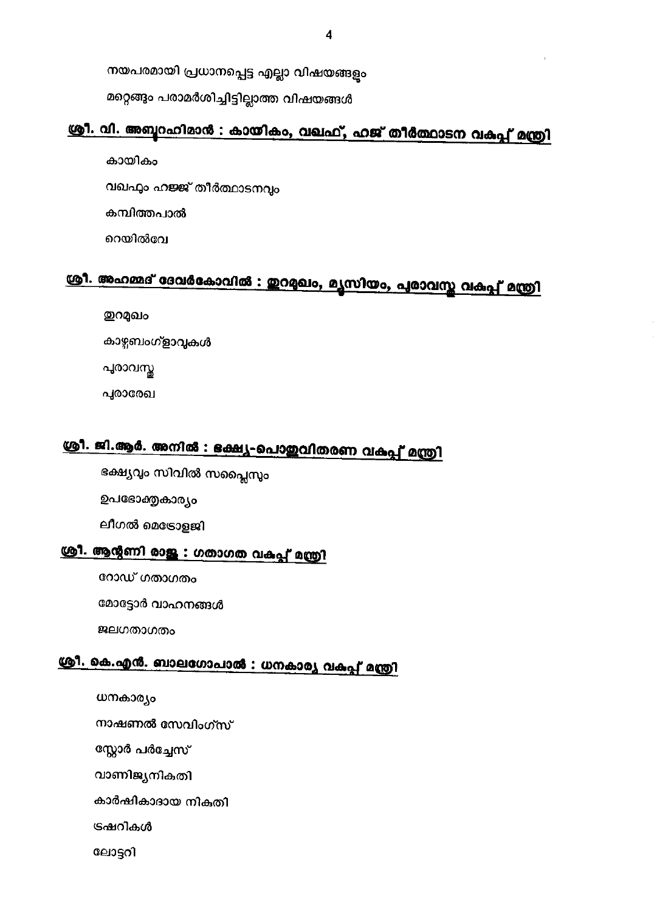നയപരമായി പ്രധാനപ്പെട്ട എല്ലാ വിഷയങ്ങളും

മറ്റെങ്ങും പരാമർശിച്ചിട്ടില്ലാത്ത വിഷയങ്ങൾ

**ശ്രീ. വി. അബ്ദുറഹിമാൻ : കായികം, വഖഫ്, ഹജ് തീർത്ഥാടന വകുപ്പ് മന്ത്രി**

കായികം

വഖഫും ഹജ്ജ് തീർത്ഥാടനവും

കമ്പിത്തപാൽ

റെയിൽവേ

**ശ്രീ. അഹമ്മദ് ദേവർകോവിൽ : തുറമുഖം, മ്യൂസിയം, പുരാവസ്തു വകുപ്പ് മന്ത്രി**

തുറമുഖം

കാഴ്ചബംഗ്ളാവുകൾ

പുരാവസ്തു

പുരാരേഖ

**ശ്രീ. ജി.ആർ. അനിൽ : ഭക്ഷ്യ-പൊതുവിതരണ വകുപ്പ് മന്ത്രി**

ഭക്ഷ്യവും സിവിൽ സപ്ലൈസും

ഉപഭോക്തൃകാര്യം

ലീഗൽ മെട്രോളജി

**ശ്രീ. ആന്റണി രാജു : ഗതാഗത വകുപ്പ് മന്ത്രി**

റോഡ് ഗതാഗതം

മോട്ടോർ വാഹനങ്ങൾ

ജലഗതാഗതം

**ശ്രീ. കെ.എൻ. ബാലഗോപാൽ : ധനകാര്യ വകുപ്പ് മന്ത്രി**

ധനകാര്യം

നാഷണൽ സേവിംഗ്സ്

സ്റ്റോർ പർച്ചേസ്

വാണിജ്യനികുതി

കാർഷികാദായ നികുതി

ട്രഷറികൾ

ലോട്ടറി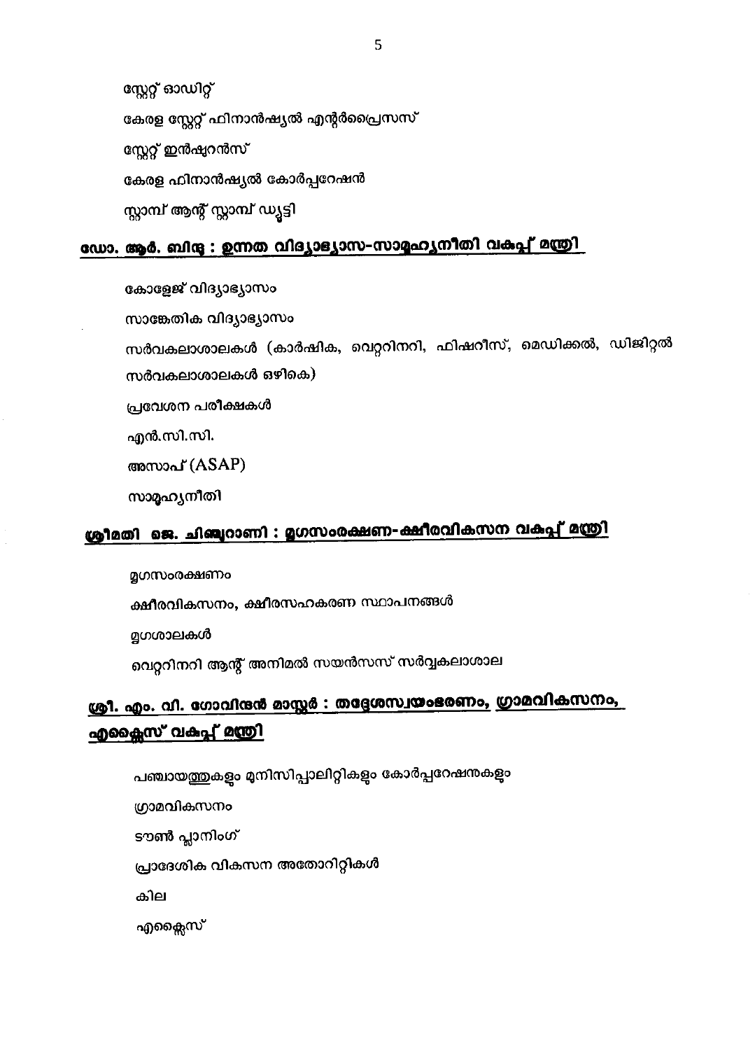സ്റ്റേറ്റ് ഓഡിറ്റ്

കേരള സ്റ്റേറ്റ് ഫിനാൻഷ്യൽ എന്റർപ്രൈസസ്

സ്റ്റേറ്റ് ഇൻഷ്വറൻസ്

കേരള ഫിനാൻഷ്യൽ കോർപ്പറേഷൻ

സ്റ്റാമ്പ് ആന്റ് സ്റ്റാമ്പ് ഡ്യൂട്ടി

## ഡോ. ആർ. ബിന്ദു : ഉന്നത വിദ്യാഭ്യാസ-സാമൂഹ്യനീതി വകുപ്പ് മന്ത്രി

കോളേജ് വിദ്യാഭ്യാസം

സാങ്കേതിക വിദ്യാഭ്യാസം

സർവകലാശാലകൾ (കാർഷിക, വെറ്ററിനറി, ഫിഷറീസ്, മെഡിക്കൽ, ഡിജിറ്റൽ സർവകലാശാലകൾ ഒഴികെ)

പ്രവേശന പരീക്ഷകൾ

എൻ.സി.സി.

അസാപ് (ASAP)

സാമൂഹ്യനീതി

## ശ്രീമതി ജെ. ചിഞ്ചുറാണി : മൃഗസംരക്ഷണ-ക്ഷീരവികസന വകുപ്പ് മന്ത്രി

മൃഗസംരക്ഷണം

ക്ഷീരവികസനം, ക്ഷീരസഹകരണ സ്ഥാപനങ്ങൾ

മൃഗശാലകൾ

വെറ്ററിനറി ആന്റ് അനിമൽ സയൻസസ് സർവ്വകലാശാല

## ശ്രീ. എം. വി. ഗോവിന്ദൻ മാസ്റ്റർ : തദ്ദേശസ്വയംഭരണം, ഗ്രാമവികസനം, എക്സൈസ് വകുപ്പ് മന്ത്രി

പഞ്ചായത്തുകളും മുനിസിപ്പാലിറ്റികളും കോർപ്പറേഷനുകളും

ഗ്രാമവികസനം

ടൗൺ പ്ലാനിംഗ്

പ്രാദേശിക വികസന അതോറിറ്റികൾ

കില

എക്സൈസ്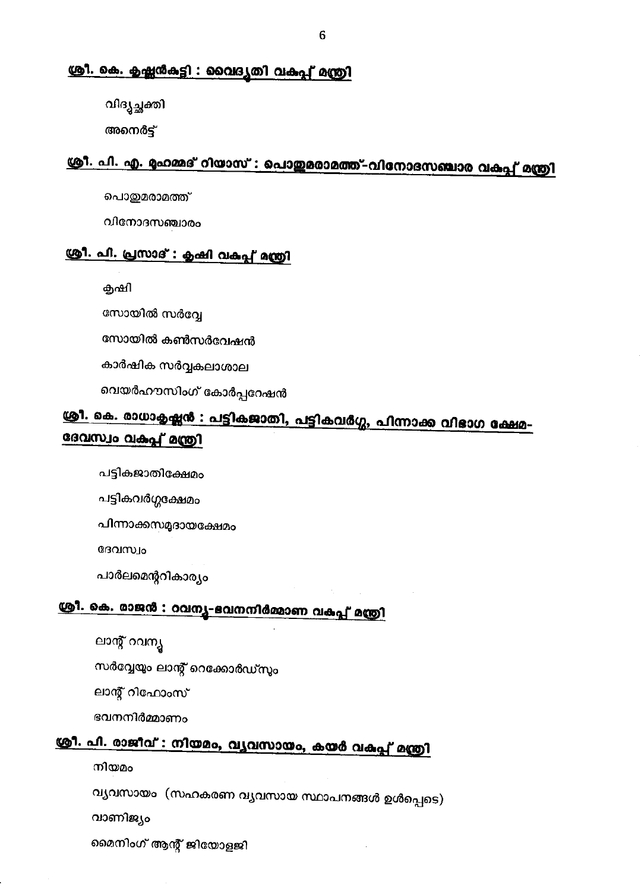**ശ്രീ. കെ. കൃഷ്ണൻകുട്ടി : വൈദ്യുതി വകുപ്പ് മന്ത്രി**

വിദ്യുച്ഛക്തി

അനെർട്ട്

**ശ്രീ. പി. എ. മുഹമ്മദ് റിയാസ് : പൊതുമരാമത്ത്-വിനോദസഞ്ചാര വകുപ്പ് മന്ത്രി**

പൊതുമരാമത്ത്

വിനോദസഞ്ചാരം

**ശ്രീ. പി. പ്രസാദ് : കൃഷി വകുപ്പ് മന്ത്രി**

കൃഷി

സോയിൽ സർവ്വേ

സോയിൽ കൺസർവേഷൻ

കാർഷിക സർവ്വകലാശാല

വെയർഹൗസിംഗ് കോർപ്പറേഷൻ

**ശ്രീ. കെ. രാധാകൃഷ്ണൻ : പട്ടികജാതി, പട്ടികവർഗ്ഗ, പിന്നാക്ക വിഭാഗ ക്ഷേമ-ദേവസ്വം വകുപ്പ് മന്ത്രി**

പട്ടികജാതിക്ഷേമം

പട്ടികവർഗ്ഗക്ഷേമം

പിന്നാക്കസമുദായക്ഷേമം

ദേവസ്വം

പാർലമെന്ററികാര്യം

**ശ്രീ. കെ. രാജൻ : റവന്യൂ-ഭവനനിർമ്മാണ വകുപ്പ് മന്ത്രി**

ലാന്റ് റവന്യൂ

സർവ്വേയും ലാന്റ് റെക്കോർഡ്സും

ലാന്റ് റിഫോംസ്

ഭവനനിർമ്മാണം

**ശ്രീ. പി. രാജീവ് : നിയമം, വ്യവസായം, കയർ വകുപ്പ് മന്ത്രി**

നിയമം

വ്യവസായം (സഹകരണ വ്യവസായ സ്ഥാപനങ്ങൾ ഉൾപ്പെടെ)

വാണിജ്യം

മൈനിംഗ് ആന്റ് ജിയോളജി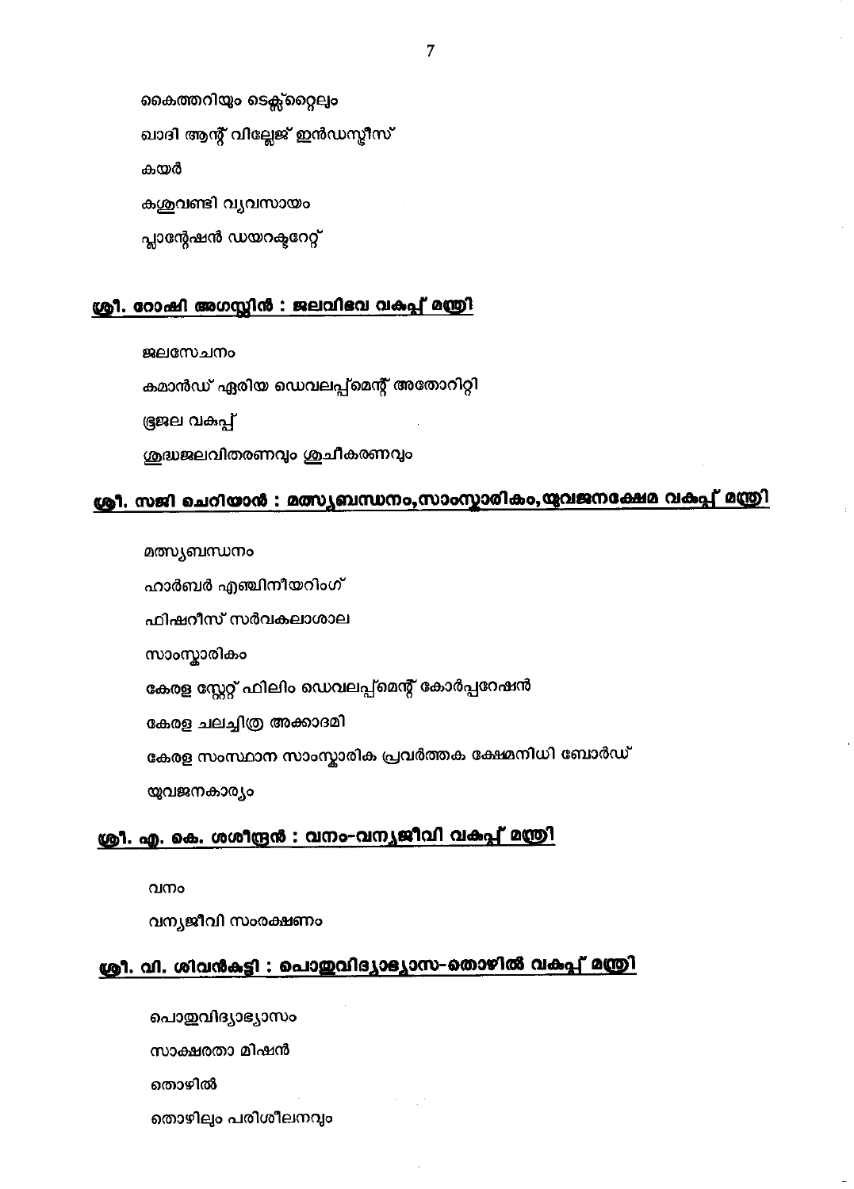കൈത്തറിയും ടെക്സ്റ്റൈല്വം

ഖാദി ആന്റ് വില്ലേജ് ഇൻഡസ്ട്രീസ്

കയർ

കശുവണ്ടി വ്യവസായം

പ്ലാന്റേഷൻ ഡയറക്ടറേറ്റ്

## ശ്രീ. റോഷി അഗസ്റ്റിൻ : ജലവിഭവ വകുപ്പ് മന്ത്രി

ജലസേചനം

കമാൻഡ് ഏരിയ ഡെവലപ്പ്മെന്റ് അതോറിറ്റി

ഭൂജല വകുപ്പ്

ശുദ്ധജലവിതരണവും ശുചീകരണവും

## ശ്രീ. സജി ചെറിയാൻ : മത്സ്യബന്ധനം,സാംസ്കാരികം,യുവജനക്ഷേമ വകുപ്പ് മന്ത്രി

മത്സ്യബന്ധനം

ഹാർബർ എഞ്ചിനീയറിംഗ്

ഫിഷറീസ് സർവകലാശാല

സാംസ്കാരികം

കേരള സ്റ്റേറ്റ് ഫിലിം ഡെവലപ്പ്മെന്റ് കോർപ്പറേഷൻ

കേരള ചലച്ചിത്ര അക്കാദമി

കേരള സംസ്ഥാന സാംസ്കാരിക പ്രവർത്തക ക്ഷേമനിധി ബോർഡ്

യുവജനകാര്യം

## ശ്രീ. എ. കെ. ശശീന്ദ്രൻ : വനം-വന്യജീവി വകുപ്പ് മന്ത്രി

വനം

വന്യജീവി സംരക്ഷണം

## ശ്രീ. വി. ശിവൻകുട്ടി : പൊതുവിദ്യാഭ്യാസ-തൊഴിൽ വകുപ്പ് മന്ത്രി

പൊതുവിദ്യാഭ്യാസം

സാക്ഷരതാ മിഷൻ

തൊഴിൽ

തൊഴിലും പരിശീലനവും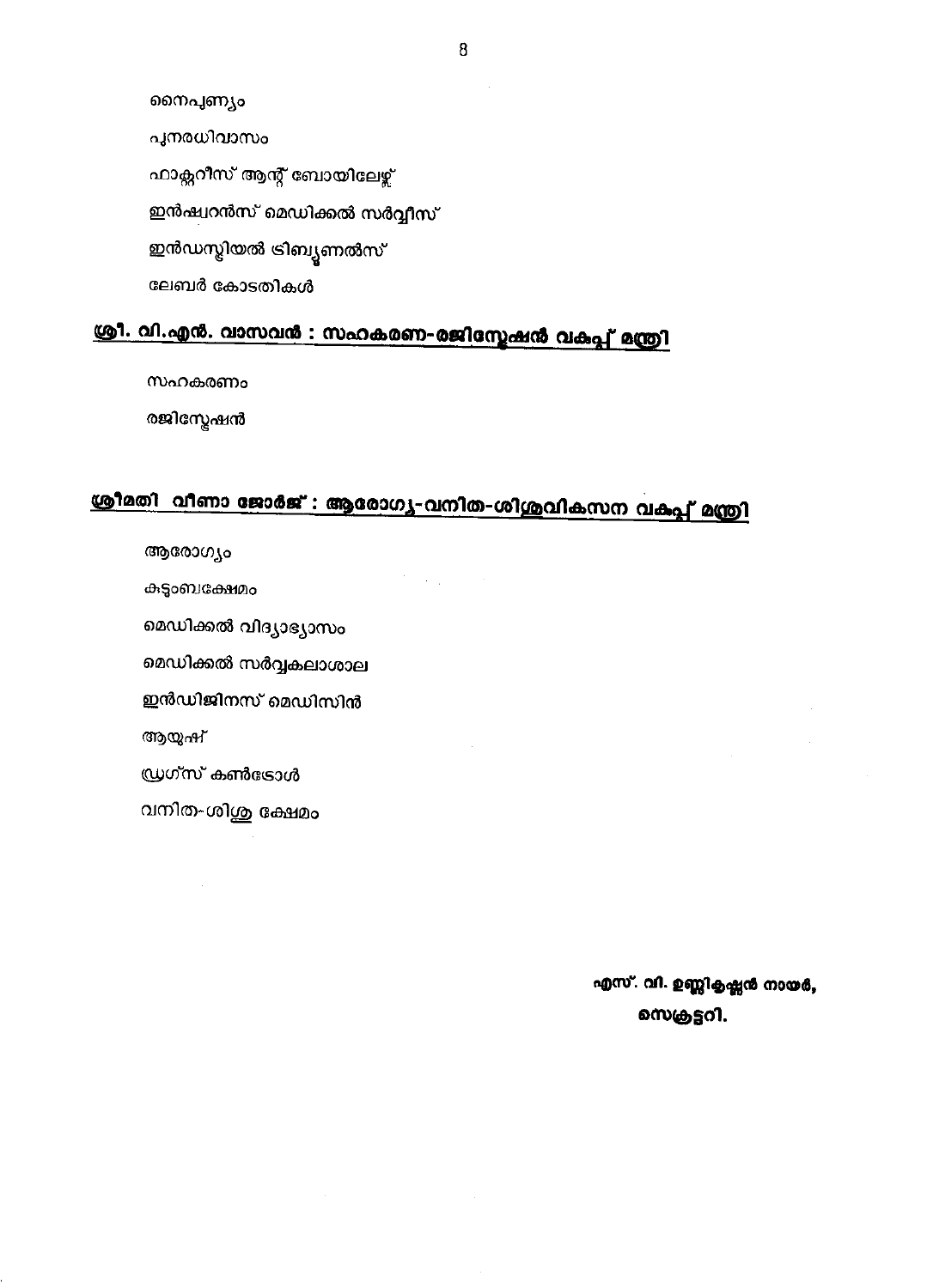നൈപുണ്യം

പുനരധിവാസം

ഫാക്ടറീസ് ആന്റ് ബോയിലേഴ്സ്

ഇൻഷ്വറൻസ് മെഡിക്കൽ സർവ്വീസ്

ഇൻഡസ്ട്രിയൽ ട്രിബ്യൂണൽസ്

ലേബർ കോടതികൾ

## ശ്രീ. വി.എൻ. വാസവൻ : സഹകരണ-രജിസ്ട്രേഷൻ വകുപ്പ് മന്ത്രി

സഹകരണം

രജിസ്ട്രേഷൻ

## ശ്രീമതി വീണാ ജോർജ് : ആരോഗ്യ-വനിത-ശിശുവികസന വകുപ്പ് മന്ത്രി

ആരോഗ്യം

കുടുംബക്ഷേമം

മെഡിക്കൽ വിദ്യാഭ്യാസം

മെഡിക്കൽ സർവ്വകലാശാല

ഇൻഡിജിനസ് മെഡിസിൻ

ആയുഷ്

ഡ്രഗ്സ് കൺട്രോൾ

വനിത-ശിശു ക്ഷേമം

**എസ്. വി. ഉണ്ണികൃഷ്ണൻ നായർ,**
**സെക്രട്ടറി.**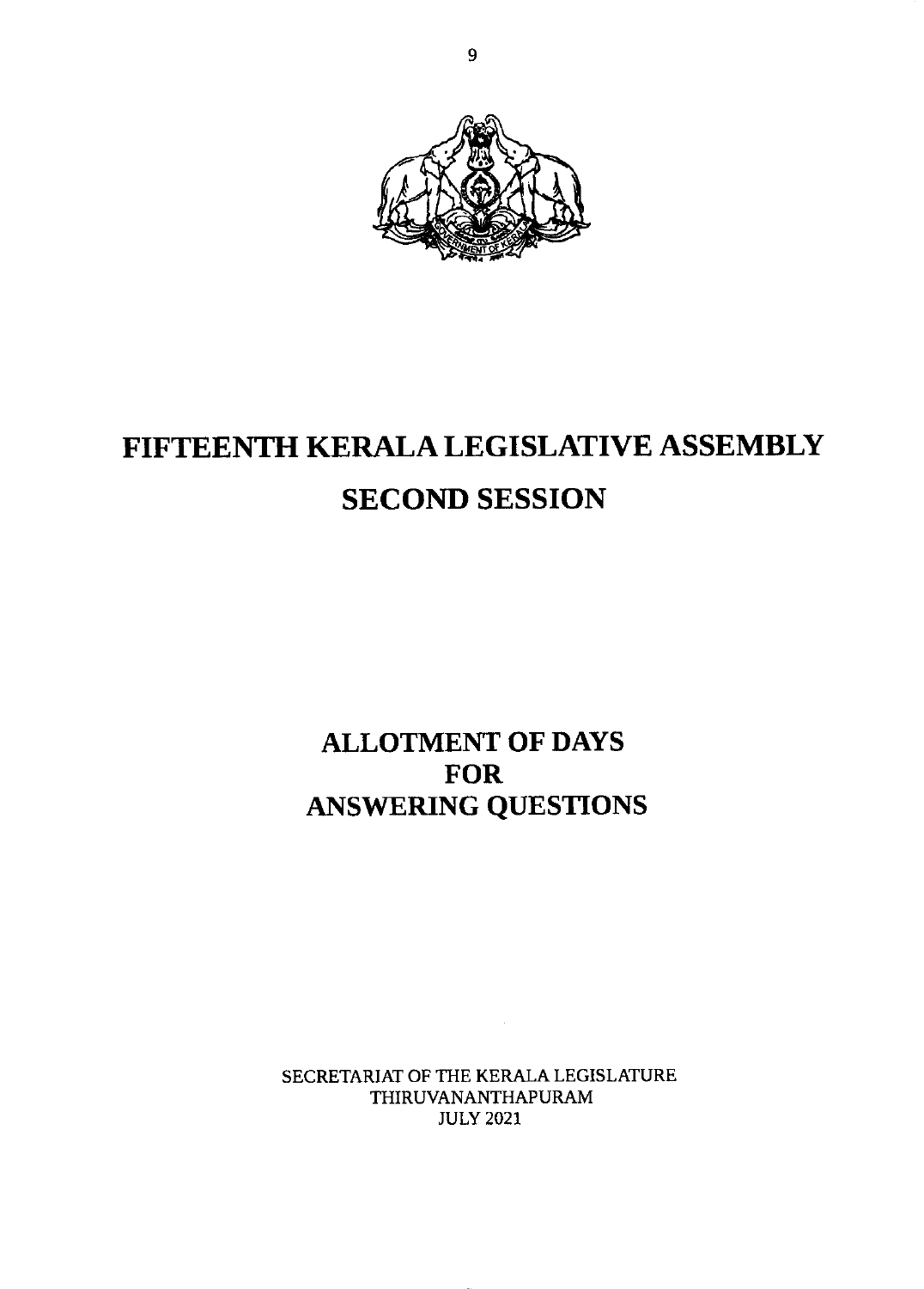# FIFTEENTH KERALA LEGISLATIVE ASSEMBLY

## SECOND SESSION

## ALLOTMENT OF DAYS FOR ANSWERING QUESTIONS

SECRETARIAT OF THE KERALA LEGISLATURE
THIRUVANANTHAPURAM
JULY 2021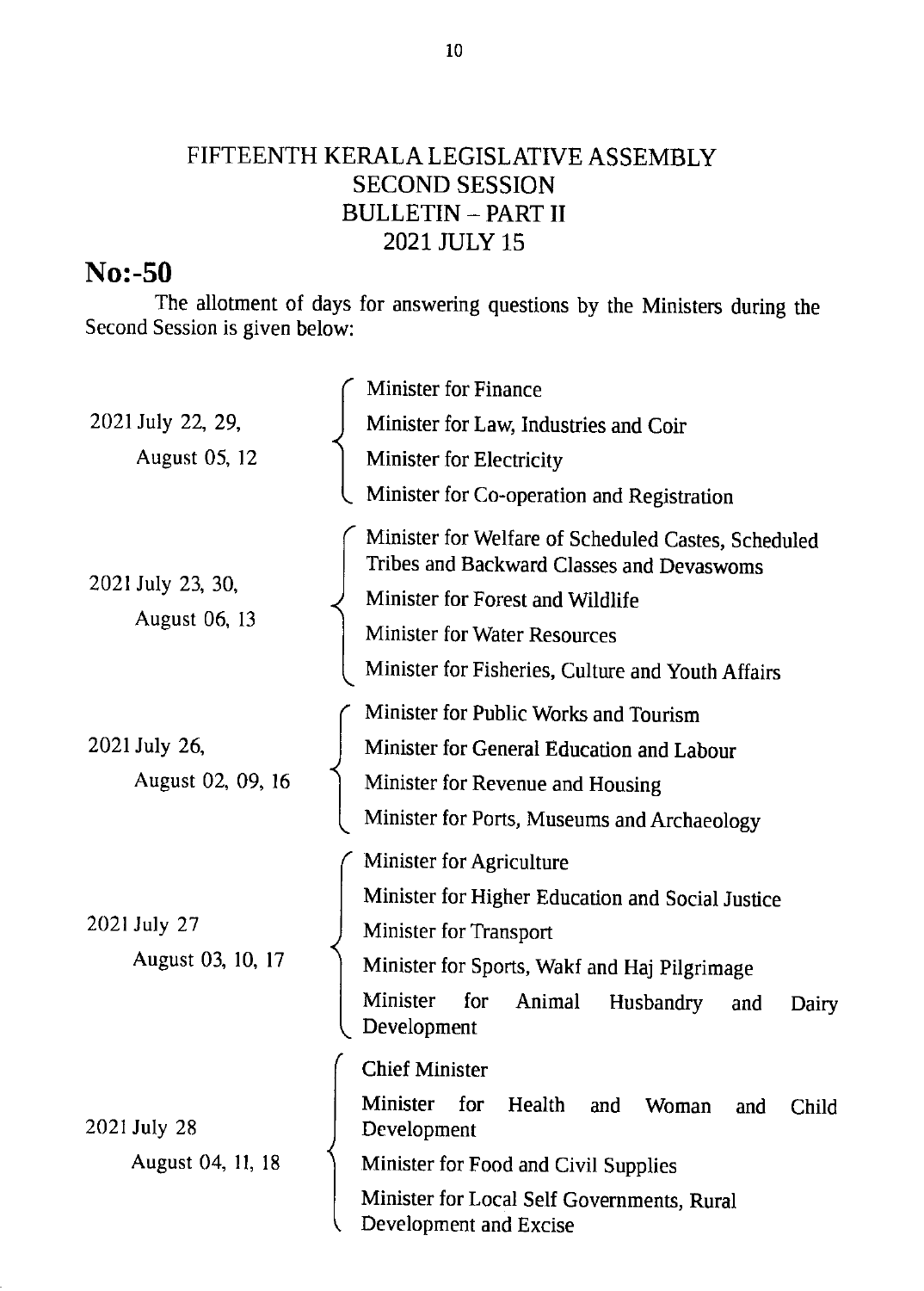# FIFTEENTH KERALA LEGISLATIVE ASSEMBLY
## SECOND SESSION
## BULLETIN – PART II
## 2021 JULY 15

**No:-50**

The allotment of days for answering questions by the Ministers during the Second Session is given below:

| Dates | Ministers |
|---|---|
| 2021 July 22, 29, August 05, 12 | Minister for Finance<br>Minister for Law, Industries and Coir<br>Minister for Electricity<br>Minister for Co-operation and Registration |
| 2021 July 23, 30, August 06, 13 | Minister for Welfare of Scheduled Castes, Scheduled Tribes and Backward Classes and Devaswoms<br>Minister for Forest and Wildlife<br>Minister for Water Resources<br>Minister for Fisheries, Culture and Youth Affairs |
| 2021 July 26, August 02, 09, 16 | Minister for Public Works and Tourism<br>Minister for General Education and Labour<br>Minister for Revenue and Housing<br>Minister for Ports, Museums and Archaeology |
| 2021 July 27 August 03, 10, 17 | Minister for Agriculture<br>Minister for Higher Education and Social Justice<br>Minister for Transport<br>Minister for Sports, Wakf and Haj Pilgrimage<br>Minister for Animal Husbandry and Dairy Development |
| 2021 July 28 August 04, 11, 18 | Chief Minister<br>Minister for Health and Woman and Child Development<br>Minister for Food and Civil Supplies<br>Minister for Local Self Governments, Rural Development and Excise |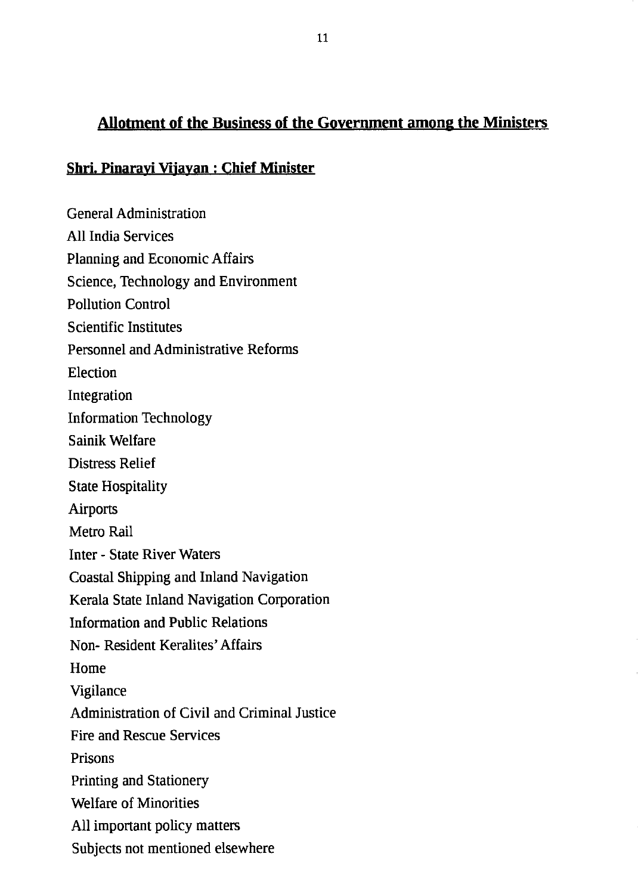## Allotment of the Business of the Government among the Ministers

### Shri. Pinarayi Vijayan : Chief Minister

General Administration

All India Services

Planning and Economic Affairs

Science, Technology and Environment

Pollution Control

Scientific Institutes

Personnel and Administrative Reforms

Election

Integration

Information Technology

Sainik Welfare

Distress Relief

State Hospitality

Airports

Metro Rail

Inter - State River Waters

Coastal Shipping and Inland Navigation

Kerala State Inland Navigation Corporation

Information and Public Relations

Non- Resident Keralites' Affairs

Home

Vigilance

Administration of Civil and Criminal Justice

Fire and Rescue Services

Prisons

Printing and Stationery

Welfare of Minorities

All important policy matters

Subjects not mentioned elsewhere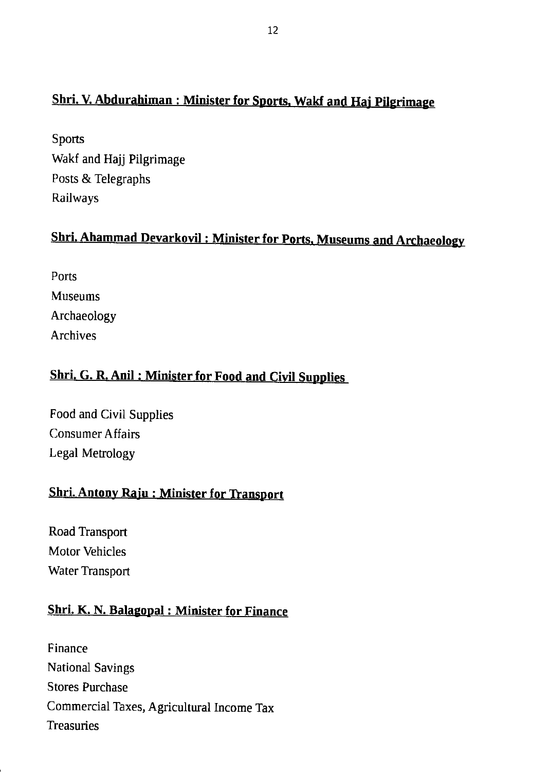## Shri. V. Abdurahiman : Minister for Sports, Wakf and Haj Pilgrimage

Sports
Wakf and Hajj Pilgrimage
Posts & Telegraphs
Railways

## Shri. Ahammad Devarkovil : Minister for Ports, Museums and Archaeology

Ports
Museums
Archaeology
Archives

## Shri. G. R. Anil : Minister for Food and Civil Supplies

Food and Civil Supplies
Consumer Affairs
Legal Metrology

## Shri. Antony Raju : Minister for Transport

Road Transport
Motor Vehicles
Water Transport

## Shri. K. N. Balagopal : Minister for Finance

Finance
National Savings
Stores Purchase
Commercial Taxes, Agricultural Income Tax
Treasuries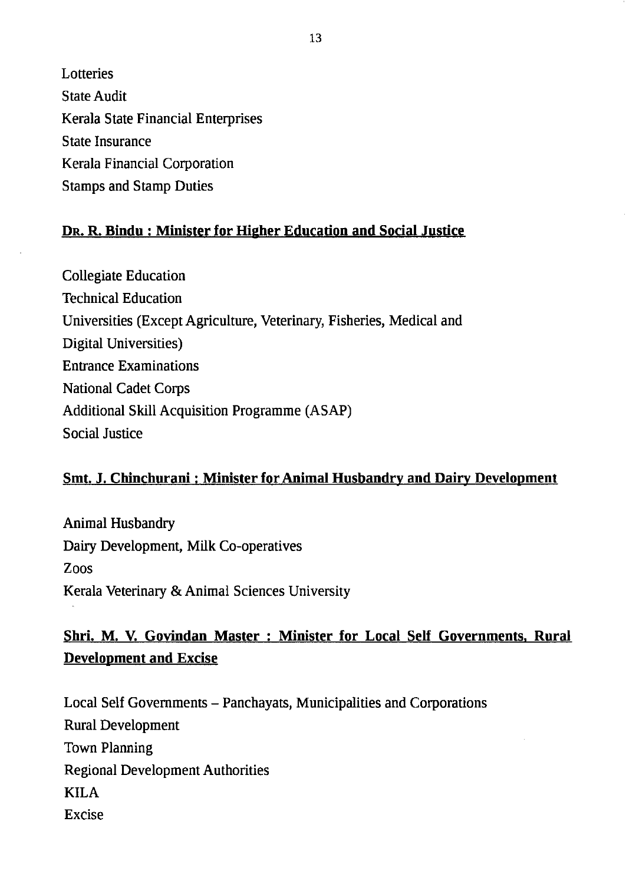Lotteries
State Audit
Kerala State Financial Enterprises
State Insurance
Kerala Financial Corporation
Stamps and Stamp Duties

**Dr. R. Bindu : Minister for Higher Education and Social Justice**

Collegiate Education
Technical Education
Universities (Except Agriculture, Veterinary, Fisheries, Medical and Digital Universities)
Entrance Examinations
National Cadet Corps
Additional Skill Acquisition Programme (ASAP)
Social Justice

**Smt. J. Chinchurani : Minister for Animal Husbandry and Dairy Development**

Animal Husbandry
Dairy Development, Milk Co-operatives
Zoos
Kerala Veterinary & Animal Sciences University

**Shri. M. V. Govindan Master : Minister for Local Self Governments, Rural Development and Excise**

Local Self Governments – Panchayats, Municipalities and Corporations
Rural Development
Town Planning
Regional Development Authorities
KILA
Excise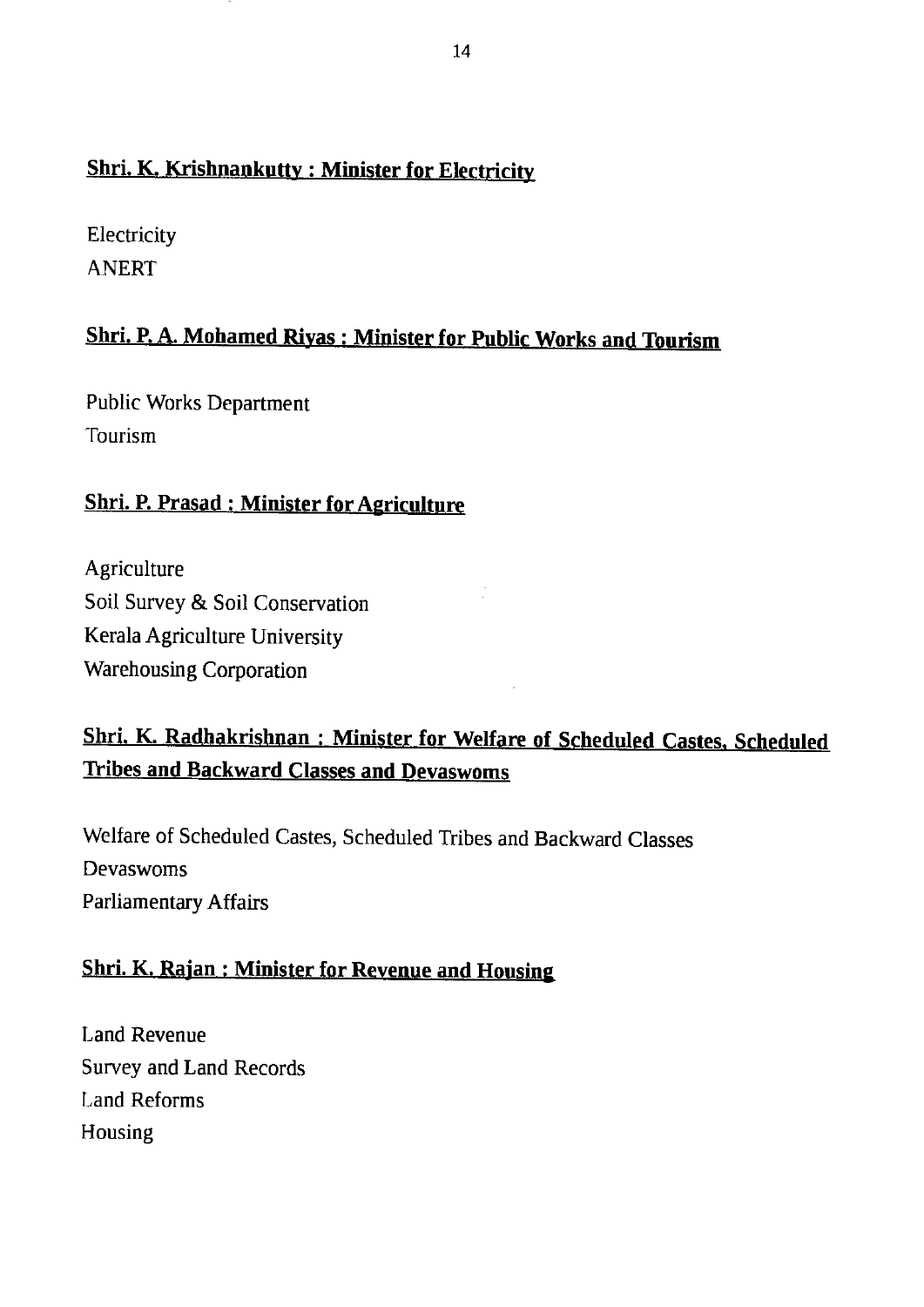**Shri. K. Krishnankutty : Minister for Electricity**

Electricity
ANERT

**Shri. P. A. Mohamed Riyas : Minister for Public Works and Tourism**

Public Works Department
Tourism

**Shri. P. Prasad : Minister for Agriculture**

Agriculture
Soil Survey & Soil Conservation
Kerala Agriculture University
Warehousing Corporation

**Shri. K. Radhakrishnan : Minister for Welfare of Scheduled Castes, Scheduled Tribes and Backward Classes and Devaswoms**

Welfare of Scheduled Castes, Scheduled Tribes and Backward Classes
Devaswoms
Parliamentary Affairs

**Shri. K. Rajan : Minister for Revenue and Housing**

Land Revenue
Survey and Land Records
Land Reforms
Housing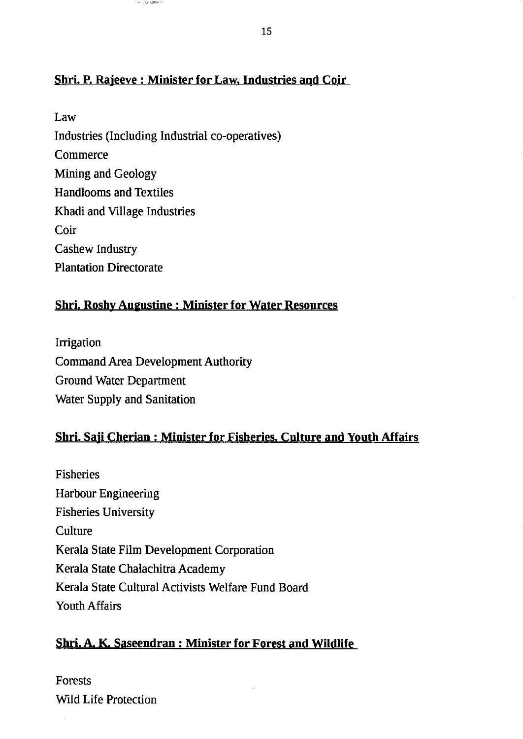**Shri. P. Rajeeve : Minister for Law, Industries and Coir**

Law

Industries (Including Industrial co-operatives)

Commerce

Mining and Geology

Handlooms and Textiles

Khadi and Village Industries

Coir

Cashew Industry

Plantation Directorate

**Shri. Roshy Augustine : Minister for Water Resources**

Irrigation

Command Area Development Authority

Ground Water Department

Water Supply and Sanitation

**Shri. Saji Cherian : Minister for Fisheries, Culture and Youth Affairs**

Fisheries

Harbour Engineering

Fisheries University

Culture

Kerala State Film Development Corporation

Kerala State Chalachitra Academy

Kerala State Cultural Activists Welfare Fund Board

Youth Affairs

**Shri. A. K. Saseendran : Minister for Forest and Wildlife**

Forests

Wild Life Protection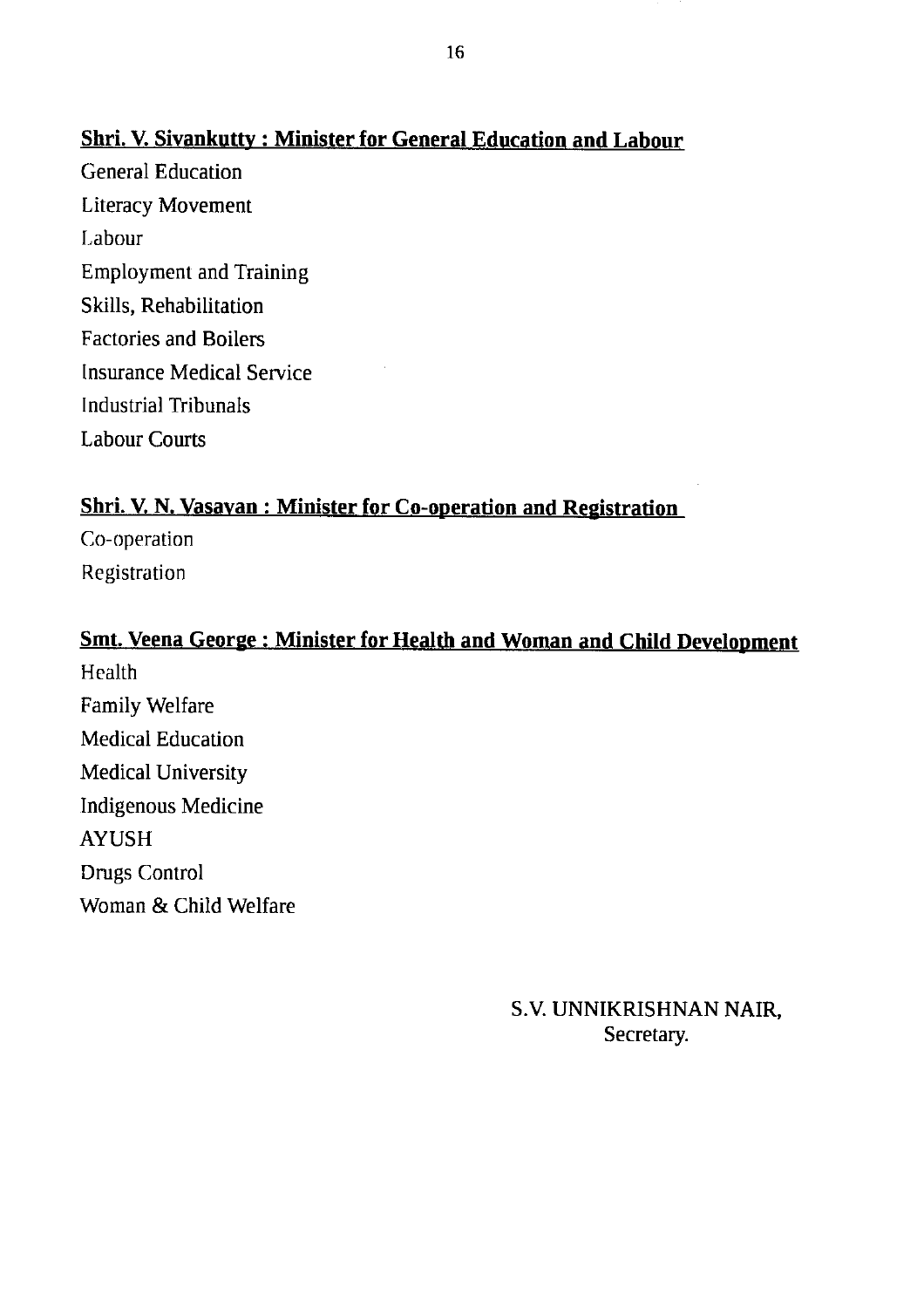**<u>Shri. V. Sivankutty : Minister for General Education and Labour</u>**

General Education

Literacy Movement

Labour

Employment and Training

Skills, Rehabilitation

Factories and Boilers

Insurance Medical Service

Industrial Tribunals

Labour Courts

**<u>Shri. V. N. Vasavan : Minister for Co-operation and Registration</u>**

Co-operation

Registration

**<u>Smt. Veena George : Minister for Health and Woman and Child Development</u>**

Health

Family Welfare

Medical Education

Medical University

Indigenous Medicine

AYUSH

Drugs Control

Woman & Child Welfare

S.V. UNNIKRISHNAN NAIR,
Secretary.